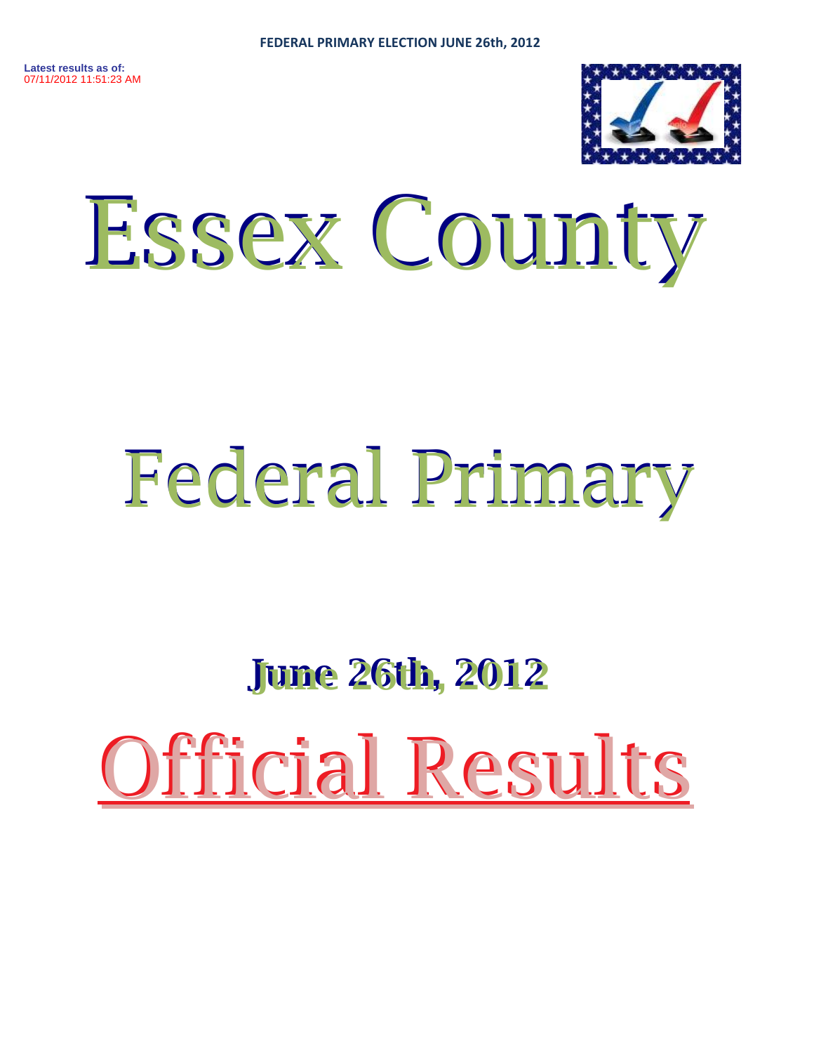**FEDERAL PRIMARY ELECTION JUNE 26th, 2012**

**Latest results as of:**
07/11/2012 11:51:23 AM

# Essex County

# Federal Primary

## June 26th, 2012

# Official Results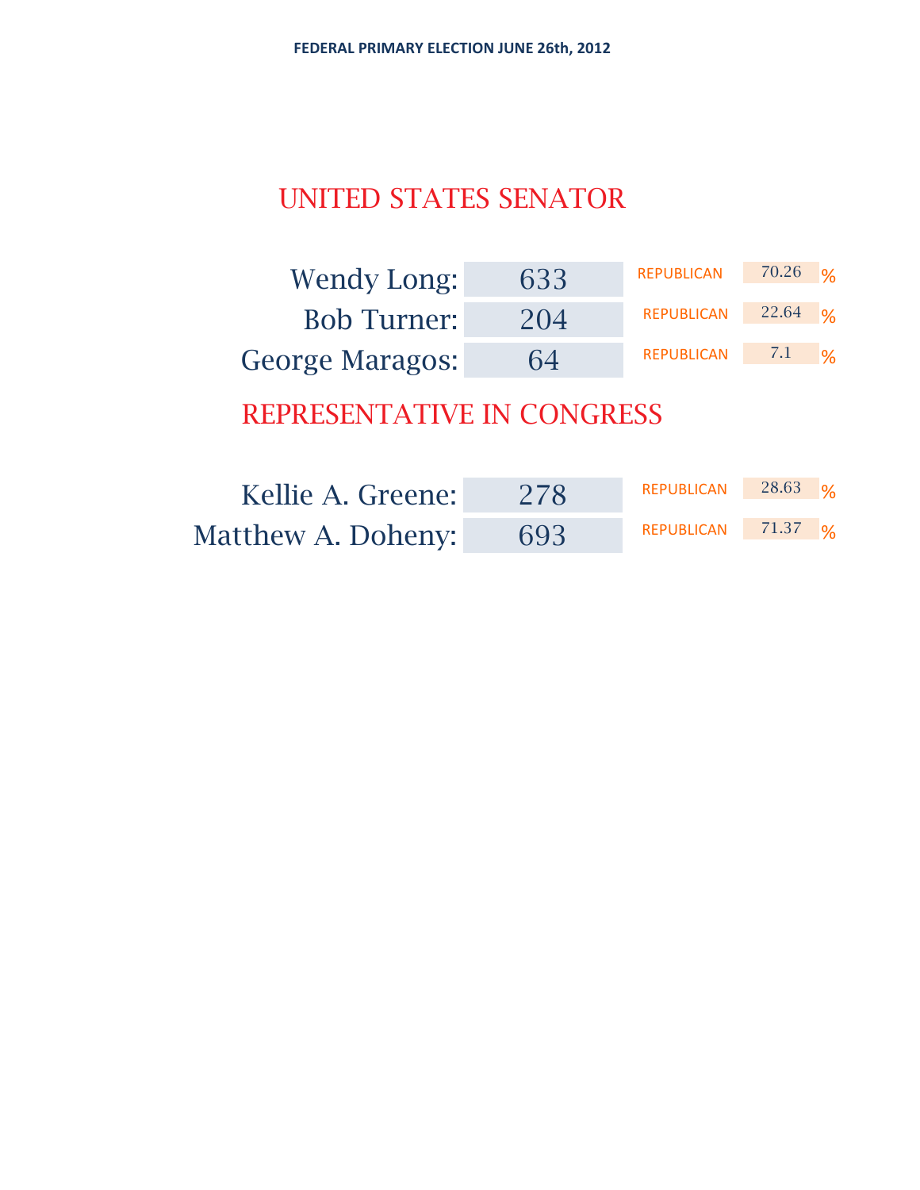**FEDERAL PRIMARY ELECTION JUNE 26th, 2012**

## UNITED STATES SENATOR

| Candidate | Votes | Party | % |
|---|---|---|---|
| Wendy Long: | 633 | REPUBLICAN | 70.26 % |
| Bob Turner: | 204 | REPUBLICAN | 22.64 % |
| George Maragos: | 64 | REPUBLICAN | 7.1 % |

## REPRESENTATIVE IN CONGRESS

| Candidate | Votes | Party | % |
|---|---|---|---|
| Kellie A. Greene: | 278 | REPUBLICAN | 28.63 % |
| Matthew A. Doheny: | 693 | REPUBLICAN | 71.37 % |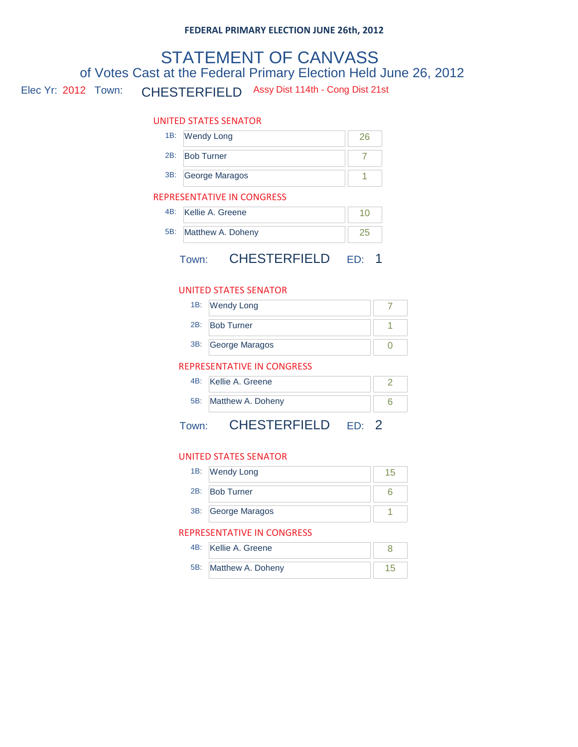**FEDERAL PRIMARY ELECTION JUNE 26th, 2012**

# STATEMENT OF CANVASS

## of Votes Cast at the Federal Primary Election Held June 26, 2012

Elec Yr: 2012 Town: CHESTERFIELD Assy Dist 114th - Cong Dist 21st

### UNITED STATES SENATOR

| | Candidate | Votes |
|---|---|---|
| 1B: | Wendy Long | 26 |
| 2B: | Bob Turner | 7 |
| 3B: | George Maragos | 1 |

### REPRESENTATIVE IN CONGRESS

| | Candidate | Votes |
|---|---|---|
| 4B: | Kellie A. Greene | 10 |
| 5B: | Matthew A. Doheny | 25 |

## Town: CHESTERFIELD ED: 1

### UNITED STATES SENATOR

| | Candidate | Votes |
|---|---|---|
| 1B: | Wendy Long | 7 |
| 2B: | Bob Turner | 1 |
| 3B: | George Maragos | 0 |

### REPRESENTATIVE IN CONGRESS

| | Candidate | Votes |
|---|---|---|
| 4B: | Kellie A. Greene | 2 |
| 5B: | Matthew A. Doheny | 6 |

## Town: CHESTERFIELD ED: 2

### UNITED STATES SENATOR

| | Candidate | Votes |
|---|---|---|
| 1B: | Wendy Long | 15 |
| 2B: | Bob Turner | 6 |
| 3B: | George Maragos | 1 |

### REPRESENTATIVE IN CONGRESS

| | Candidate | Votes |
|---|---|---|
| 4B: | Kellie A. Greene | 8 |
| 5B: | Matthew A. Doheny | 15 |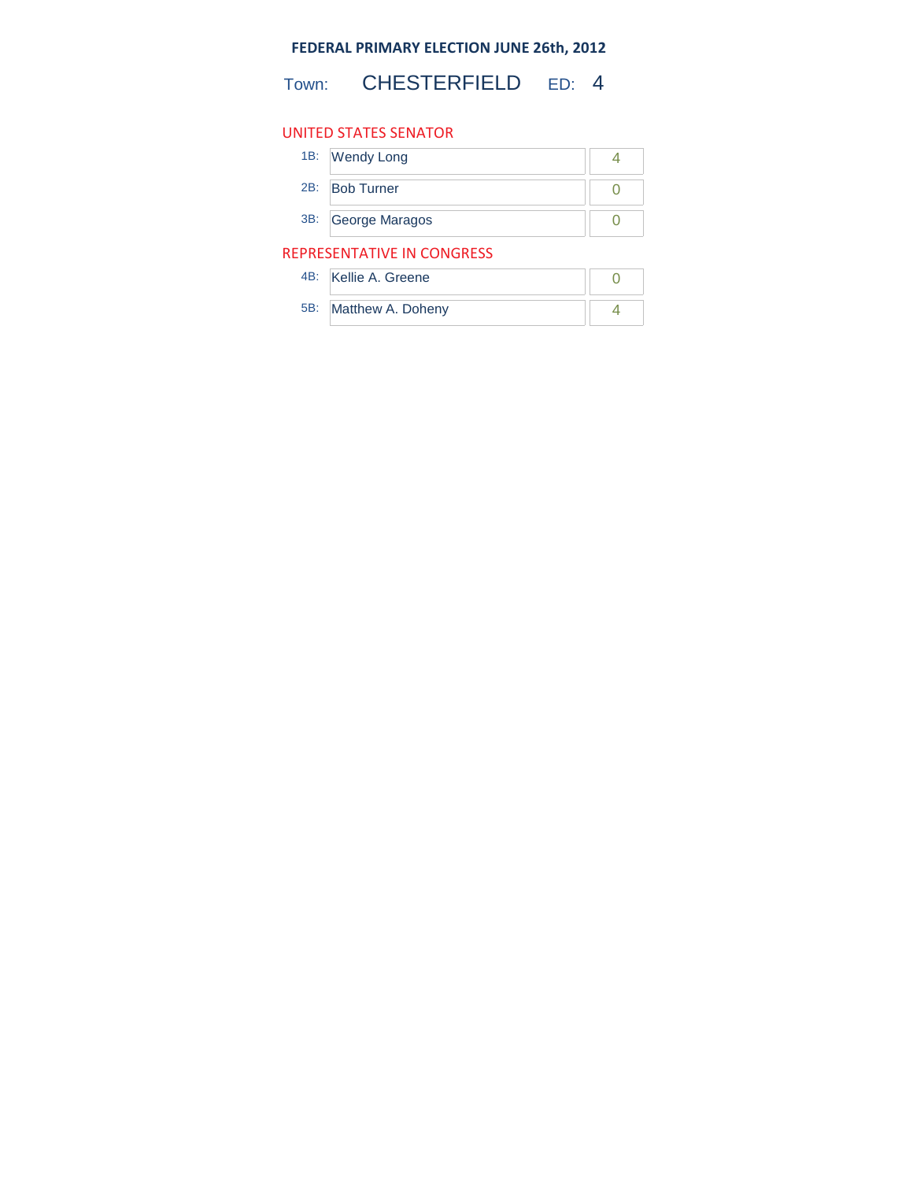**FEDERAL PRIMARY ELECTION JUNE 26th, 2012**

Town: CHESTERFIELD ED: 4

## UNITED STATES SENATOR

| | | |
|---|---|---|
| 1B: | Wendy Long | 4 |
| 2B: | Bob Turner | 0 |
| 3B: | George Maragos | 0 |

## REPRESENTATIVE IN CONGRESS

| | | |
|---|---|---|
| 4B: | Kellie A. Greene | 0 |
| 5B: | Matthew A. Doheny | 4 |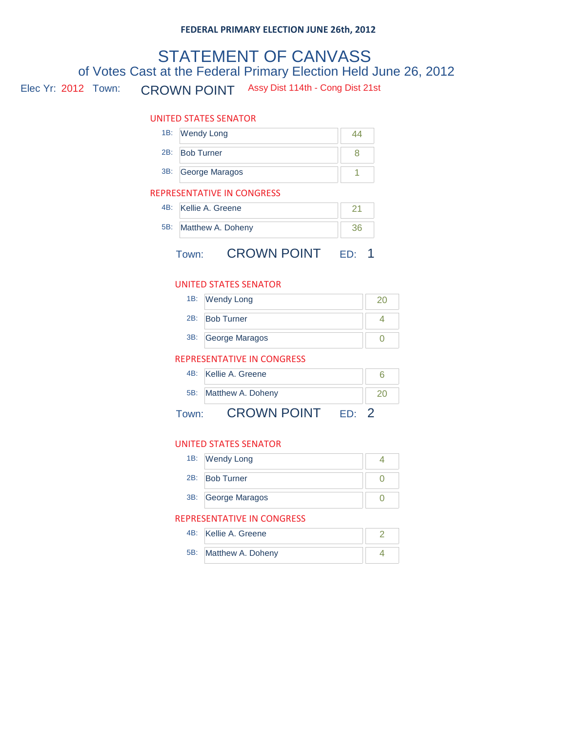**FEDERAL PRIMARY ELECTION JUNE 26th, 2012**

# STATEMENT OF CANVASS

## of Votes Cast at the Federal Primary Election Held June 26, 2012

Elec Yr: 2012 Town: CROWN POINT Assy Dist 114th - Cong Dist 21st

### UNITED STATES SENATOR

| | Candidate | Votes |
|---|---|---|
| 1B: | Wendy Long | 44 |
| 2B: | Bob Turner | 8 |
| 3B: | George Maragos | 1 |

### REPRESENTATIVE IN CONGRESS

| | Candidate | Votes |
|---|---|---|
| 4B: | Kellie A. Greene | 21 |
| 5B: | Matthew A. Doheny | 36 |

Town: CROWN POINT ED: 1

### UNITED STATES SENATOR

| | Candidate | Votes |
|---|---|---|
| 1B: | Wendy Long | 20 |
| 2B: | Bob Turner | 4 |
| 3B: | George Maragos | 0 |

### REPRESENTATIVE IN CONGRESS

| | Candidate | Votes |
|---|---|---|
| 4B: | Kellie A. Greene | 6 |
| 5B: | Matthew A. Doheny | 20 |

Town: CROWN POINT ED: 2

### UNITED STATES SENATOR

| | Candidate | Votes |
|---|---|---|
| 1B: | Wendy Long | 4 |
| 2B: | Bob Turner | 0 |
| 3B: | George Maragos | 0 |

### REPRESENTATIVE IN CONGRESS

| | Candidate | Votes |
|---|---|---|
| 4B: | Kellie A. Greene | 2 |
| 5B: | Matthew A. Doheny | 4 |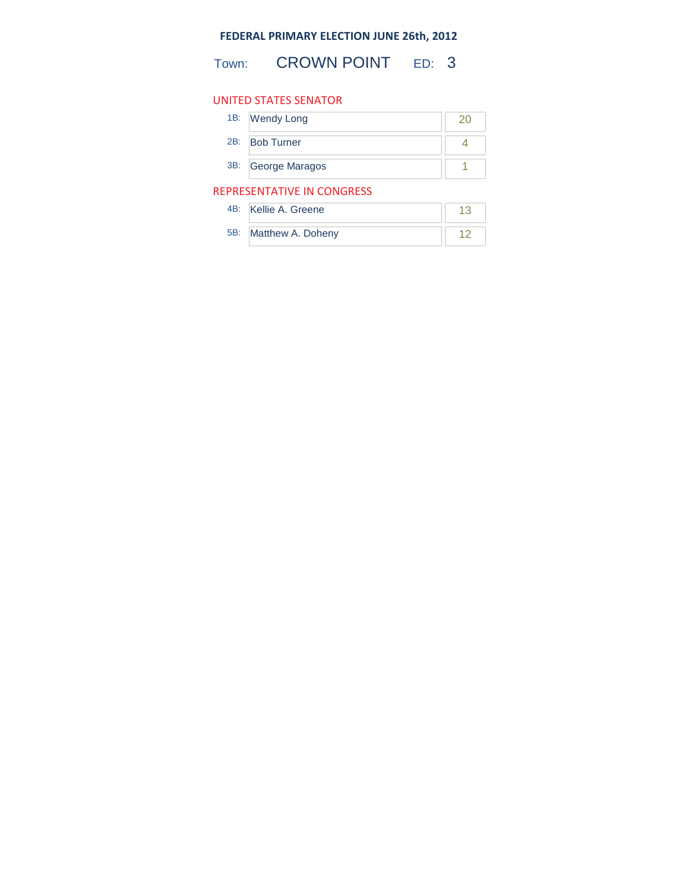**FEDERAL PRIMARY ELECTION JUNE 26th, 2012**

Town: CROWN POINT ED: 3

## UNITED STATES SENATOR

| | Candidate | Votes |
|---|---|---|
| 1B: | Wendy Long | 20 |
| 2B: | Bob Turner | 4 |
| 3B: | George Maragos | 1 |

## REPRESENTATIVE IN CONGRESS

| | Candidate | Votes |
|---|---|---|
| 4B: | Kellie A. Greene | 13 |
| 5B: | Matthew A. Doheny | 12 |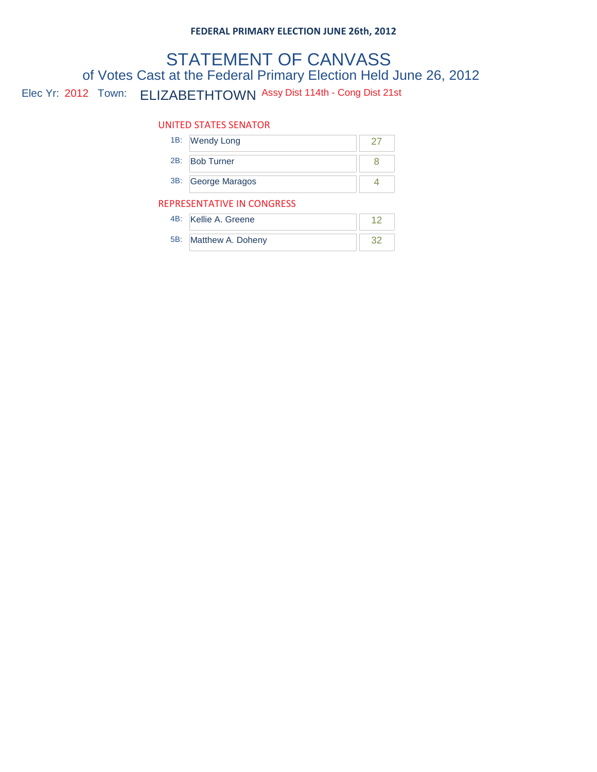**FEDERAL PRIMARY ELECTION JUNE 26th, 2012**

# STATEMENT OF CANVASS

## of Votes Cast at the Federal Primary Election Held June 26, 2012

Elec Yr: 2012 Town: ELIZABETHTOWN Assy Dist 114th - Cong Dist 21st

### UNITED STATES SENATOR

| | Candidate | Votes |
|---|---|---|
| 1B: | Wendy Long | 27 |
| 2B: | Bob Turner | 8 |
| 3B: | George Maragos | 4 |

### REPRESENTATIVE IN CONGRESS

| | Candidate | Votes |
|---|---|---|
| 4B: | Kellie A. Greene | 12 |
| 5B: | Matthew A. Doheny | 32 |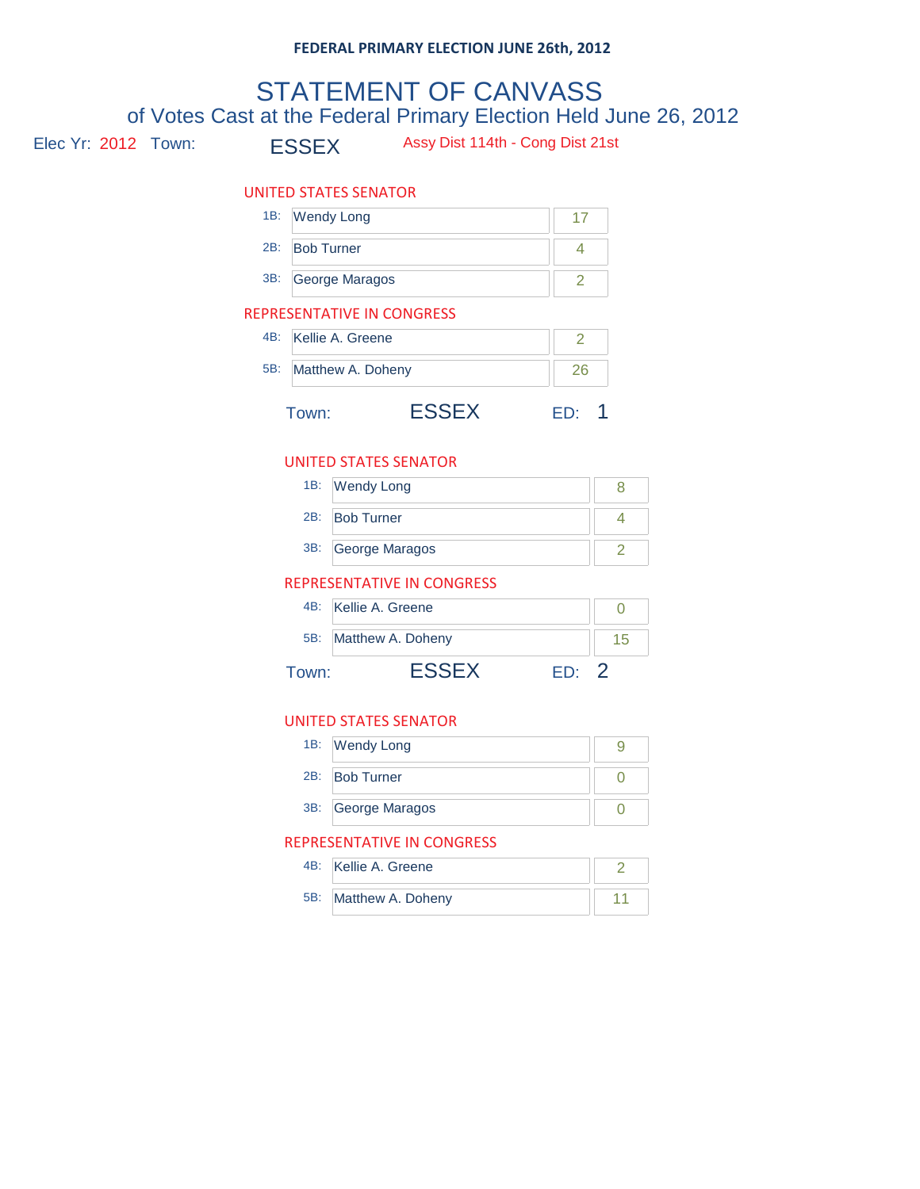FEDERAL PRIMARY ELECTION JUNE 26th, 2012

# STATEMENT OF CANVASS

## of Votes Cast at the Federal Primary Election Held June 26, 2012

Elec Yr: 2012 Town: ESSEX Assy Dist 114th - Cong Dist 21st

### UNITED STATES SENATOR

| | | |
|---|---|---|
| 1B: | Wendy Long | 17 |
| 2B: | Bob Turner | 4 |
| 3B: | George Maragos | 2 |

### REPRESENTATIVE IN CONGRESS

| | | |
|---|---|---|
| 4B: | Kellie A. Greene | 2 |
| 5B: | Matthew A. Doheny | 26 |

Town: ESSEX ED: 1

### UNITED STATES SENATOR

| | | |
|---|---|---|
| 1B: | Wendy Long | 8 |
| 2B: | Bob Turner | 4 |
| 3B: | George Maragos | 2 |

### REPRESENTATIVE IN CONGRESS

| | | |
|---|---|---|
| 4B: | Kellie A. Greene | 0 |
| 5B: | Matthew A. Doheny | 15 |

Town: ESSEX ED: 2

### UNITED STATES SENATOR

| | | |
|---|---|---|
| 1B: | Wendy Long | 9 |
| 2B: | Bob Turner | 0 |
| 3B: | George Maragos | 0 |

### REPRESENTATIVE IN CONGRESS

| | | |
|---|---|---|
| 4B: | Kellie A. Greene | 2 |
| 5B: | Matthew A. Doheny | 11 |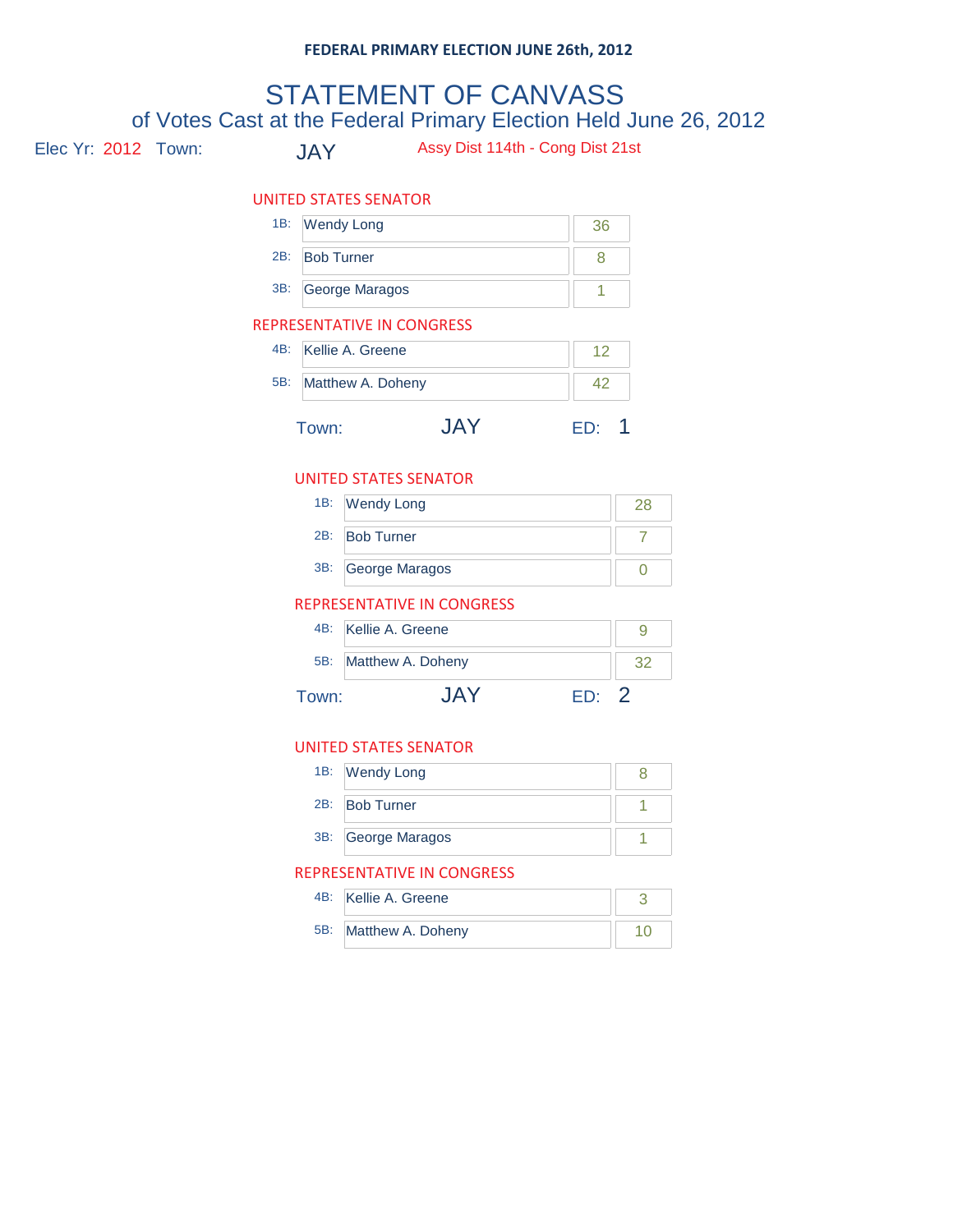**FEDERAL PRIMARY ELECTION JUNE 26th, 2012**

# STATEMENT OF CANVASS

## of Votes Cast at the Federal Primary Election Held June 26, 2012

Elec Yr: 2012 Town: JAY Assy Dist 114th - Cong Dist 21st

### UNITED STATES SENATOR

| | Candidate | Votes |
|---|---|---|
| 1B: | Wendy Long | 36 |
| 2B: | Bob Turner | 8 |
| 3B: | George Maragos | 1 |

### REPRESENTATIVE IN CONGRESS

| | Candidate | Votes |
|---|---|---|
| 4B: | Kellie A. Greene | 12 |
| 5B: | Matthew A. Doheny | 42 |

Town: JAY ED: 1

### UNITED STATES SENATOR

| | Candidate | Votes |
|---|---|---|
| 1B: | Wendy Long | 28 |
| 2B: | Bob Turner | 7 |
| 3B: | George Maragos | 0 |

### REPRESENTATIVE IN CONGRESS

| | Candidate | Votes |
|---|---|---|
| 4B: | Kellie A. Greene | 9 |
| 5B: | Matthew A. Doheny | 32 |

Town: JAY ED: 2

### UNITED STATES SENATOR

| | Candidate | Votes |
|---|---|---|
| 1B: | Wendy Long | 8 |
| 2B: | Bob Turner | 1 |
| 3B: | George Maragos | 1 |

### REPRESENTATIVE IN CONGRESS

| | Candidate | Votes |
|---|---|---|
| 4B: | Kellie A. Greene | 3 |
| 5B: | Matthew A. Doheny | 10 |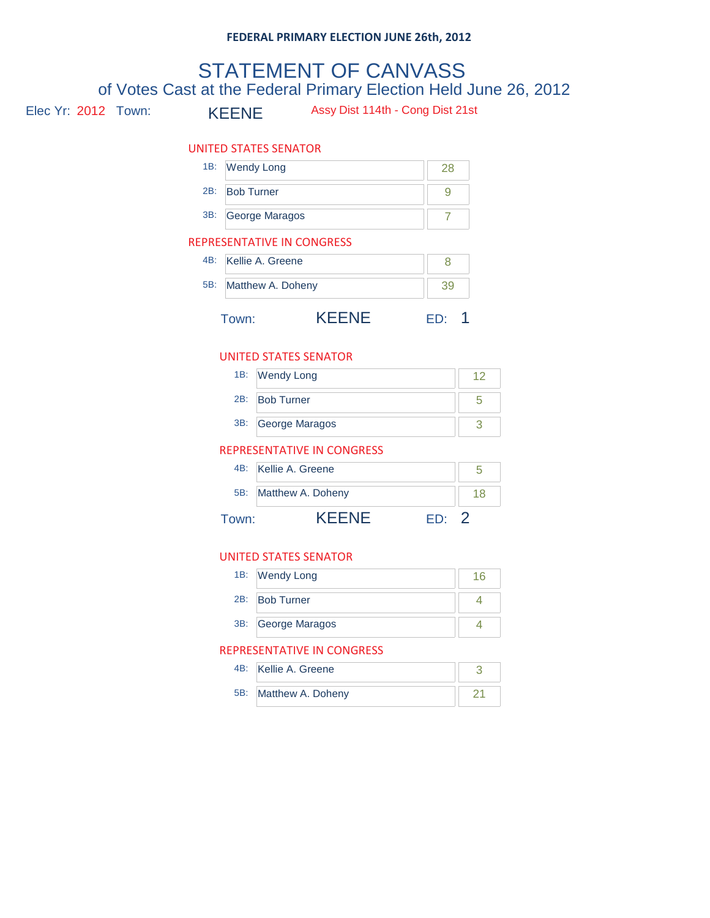FEDERAL PRIMARY ELECTION JUNE 26th, 2012

# STATEMENT OF CANVASS

## of Votes Cast at the Federal Primary Election Held June 26, 2012

Elec Yr: 2012 Town: KEENE Assy Dist 114th - Cong Dist 21st

### UNITED STATES SENATOR

| | Candidate | Votes |
|---|---|---|
| 1B: | Wendy Long | 28 |
| 2B: | Bob Turner | 9 |
| 3B: | George Maragos | 7 |

### REPRESENTATIVE IN CONGRESS

| | Candidate | Votes |
|---|---|---|
| 4B: | Kellie A. Greene | 8 |
| 5B: | Matthew A. Doheny | 39 |

Town: KEENE ED: 1

### UNITED STATES SENATOR

| | Candidate | Votes |
|---|---|---|
| 1B: | Wendy Long | 12 |
| 2B: | Bob Turner | 5 |
| 3B: | George Maragos | 3 |

### REPRESENTATIVE IN CONGRESS

| | Candidate | Votes |
|---|---|---|
| 4B: | Kellie A. Greene | 5 |
| 5B: | Matthew A. Doheny | 18 |

Town: KEENE ED: 2

### UNITED STATES SENATOR

| | Candidate | Votes |
|---|---|---|
| 1B: | Wendy Long | 16 |
| 2B: | Bob Turner | 4 |
| 3B: | George Maragos | 4 |

### REPRESENTATIVE IN CONGRESS

| | Candidate | Votes |
|---|---|---|
| 4B: | Kellie A. Greene | 3 |
| 5B: | Matthew A. Doheny | 21 |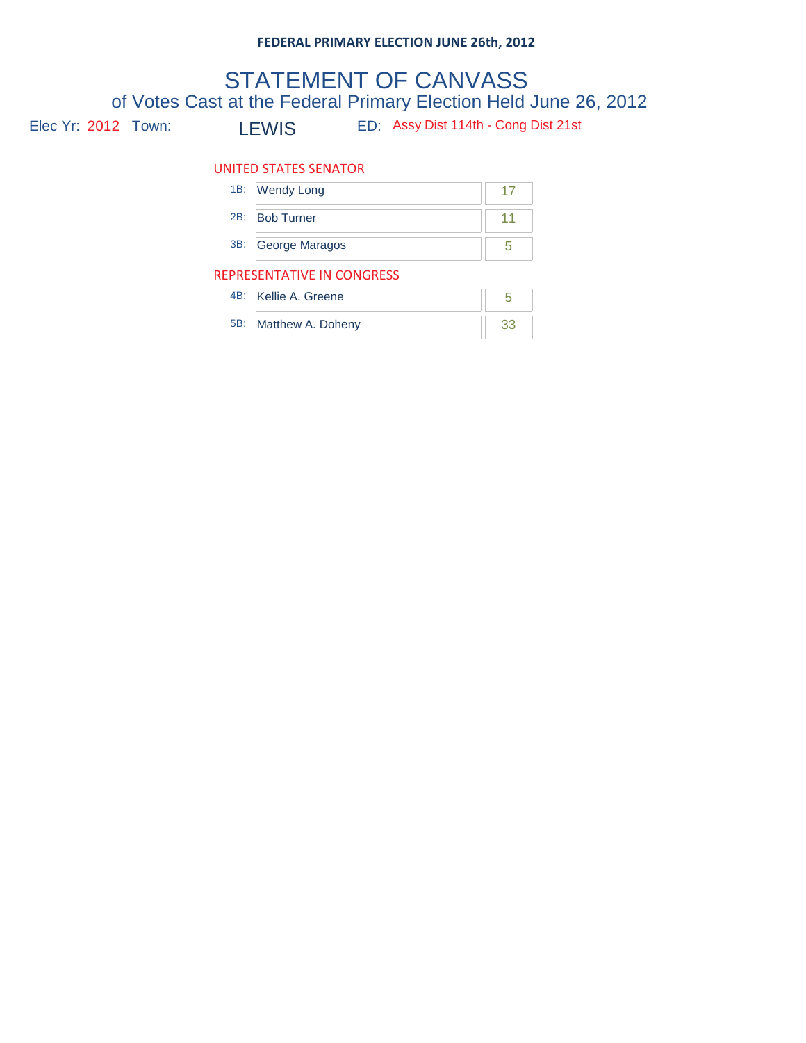**FEDERAL PRIMARY ELECTION JUNE 26th, 2012**

# STATEMENT OF CANVASS

## of Votes Cast at the Federal Primary Election Held June 26, 2012

Elec Yr: 2012 Town: LEWIS ED: Assy Dist 114th - Cong Dist 21st

### UNITED STATES SENATOR

| | Candidate | Votes |
|---|---|---|
| 1B: | Wendy Long | 17 |
| 2B: | Bob Turner | 11 |
| 3B: | George Maragos | 5 |

### REPRESENTATIVE IN CONGRESS

| | Candidate | Votes |
|---|---|---|
| 4B: | Kellie A. Greene | 5 |
| 5B: | Matthew A. Doheny | 33 |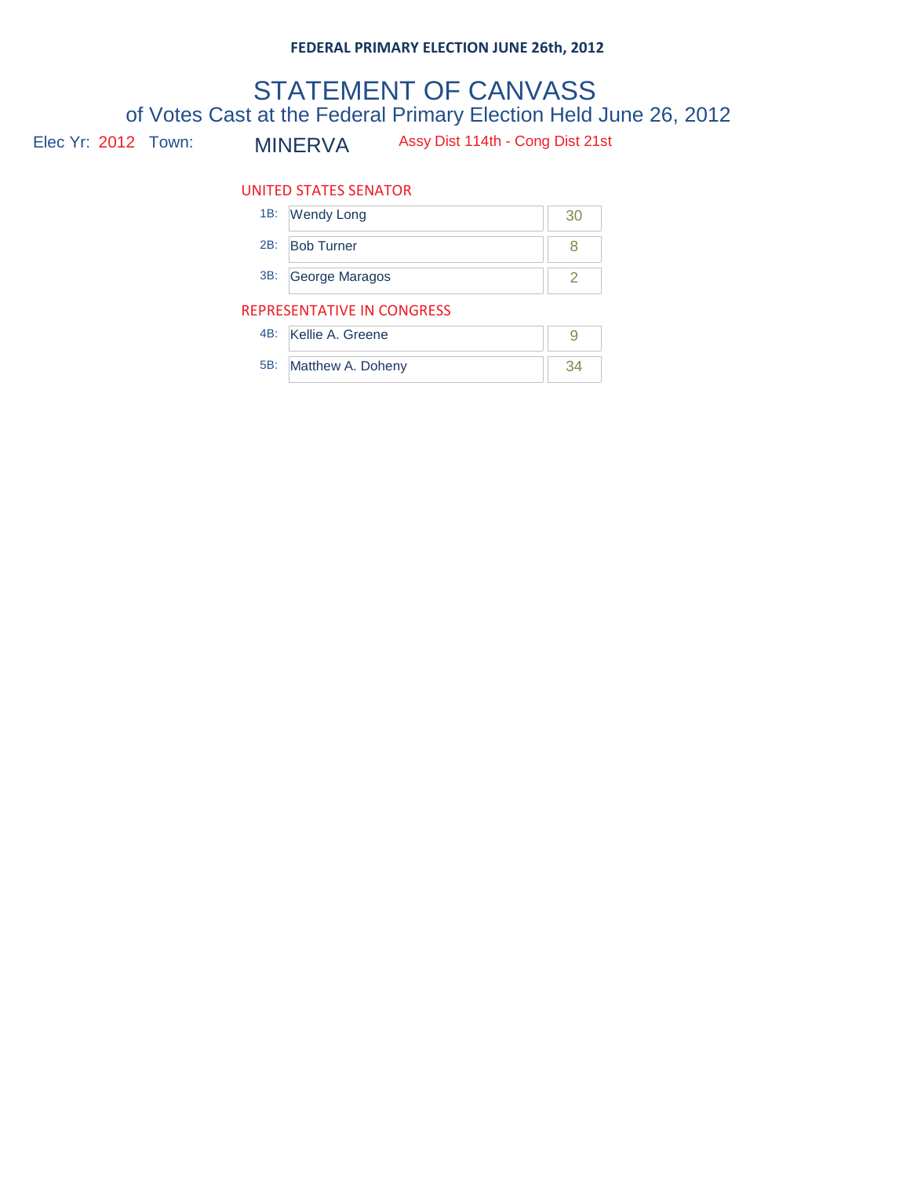**FEDERAL PRIMARY ELECTION JUNE 26th, 2012**

# STATEMENT OF CANVASS

## of Votes Cast at the Federal Primary Election Held June 26, 2012

Elec Yr: 2012 Town: MINERVA Assy Dist 114th - Cong Dist 21st

### UNITED STATES SENATOR

| | | |
|---|---|---|
| 1B: | Wendy Long | 30 |
| 2B: | Bob Turner | 8 |
| 3B: | George Maragos | 2 |

### REPRESENTATIVE IN CONGRESS

| | | |
|---|---|---|
| 4B: | Kellie A. Greene | 9 |
| 5B: | Matthew A. Doheny | 34 |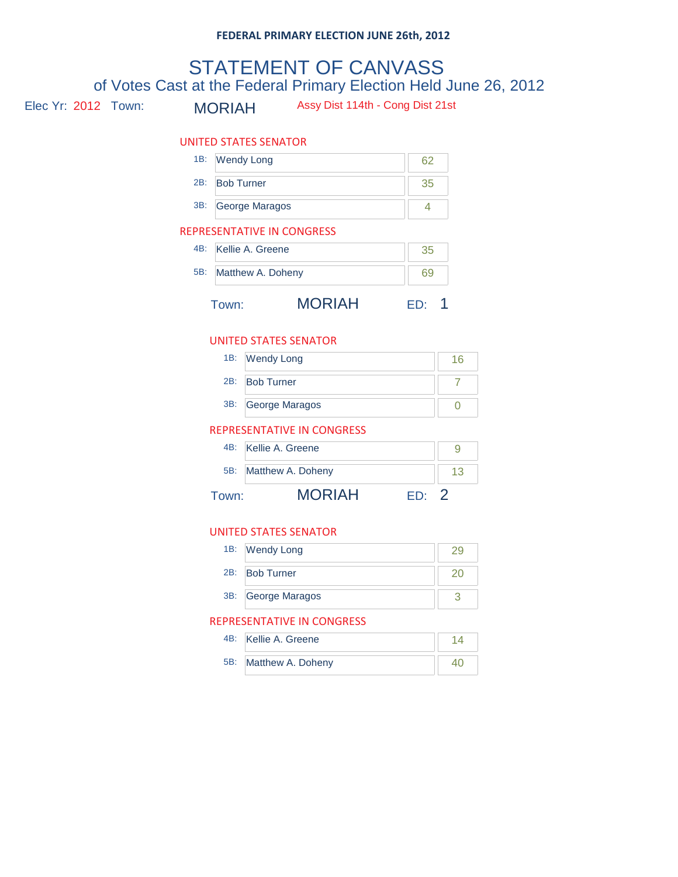FEDERAL PRIMARY ELECTION JUNE 26th, 2012

# STATEMENT OF CANVASS

## of Votes Cast at the Federal Primary Election Held June 26, 2012

Elec Yr: 2012 Town: MORIAH Assy Dist 114th - Cong Dist 21st

### UNITED STATES SENATOR

| | Candidate | Votes |
|---|---|---|
| 1B: | Wendy Long | 62 |
| 2B: | Bob Turner | 35 |
| 3B: | George Maragos | 4 |

### REPRESENTATIVE IN CONGRESS

| | Candidate | Votes |
|---|---|---|
| 4B: | Kellie A. Greene | 35 |
| 5B: | Matthew A. Doheny | 69 |

Town: MORIAH ED: 1

### UNITED STATES SENATOR

| | Candidate | Votes |
|---|---|---|
| 1B: | Wendy Long | 16 |
| 2B: | Bob Turner | 7 |
| 3B: | George Maragos | 0 |

### REPRESENTATIVE IN CONGRESS

| | Candidate | Votes |
|---|---|---|
| 4B: | Kellie A. Greene | 9 |
| 5B: | Matthew A. Doheny | 13 |

Town: MORIAH ED: 2

### UNITED STATES SENATOR

| | Candidate | Votes |
|---|---|---|
| 1B: | Wendy Long | 29 |
| 2B: | Bob Turner | 20 |
| 3B: | George Maragos | 3 |

### REPRESENTATIVE IN CONGRESS

| | Candidate | Votes |
|---|---|---|
| 4B: | Kellie A. Greene | 14 |
| 5B: | Matthew A. Doheny | 40 |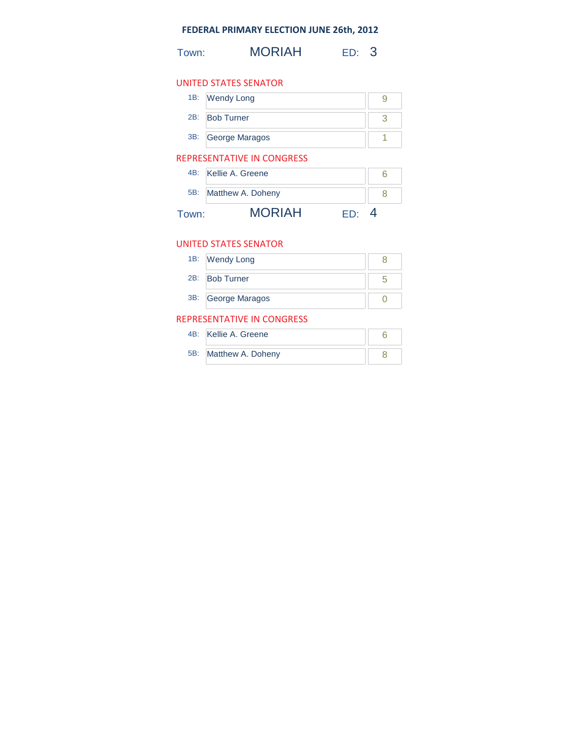**FEDERAL PRIMARY ELECTION JUNE 26th, 2012**

Town: MORIAH ED: 3

## UNITED STATES SENATOR

| | Candidate | Votes |
|---|---|---|
| 1B: | Wendy Long | 9 |
| 2B: | Bob Turner | 3 |
| 3B: | George Maragos | 1 |

## REPRESENTATIVE IN CONGRESS

| | Candidate | Votes |
|---|---|---|
| 4B: | Kellie A. Greene | 6 |
| 5B: | Matthew A. Doheny | 8 |

Town: MORIAH ED: 4

## UNITED STATES SENATOR

| | Candidate | Votes |
|---|---|---|
| 1B: | Wendy Long | 8 |
| 2B: | Bob Turner | 5 |
| 3B: | George Maragos | 0 |

## REPRESENTATIVE IN CONGRESS

| | Candidate | Votes |
|---|---|---|
| 4B: | Kellie A. Greene | 6 |
| 5B: | Matthew A. Doheny | 8 |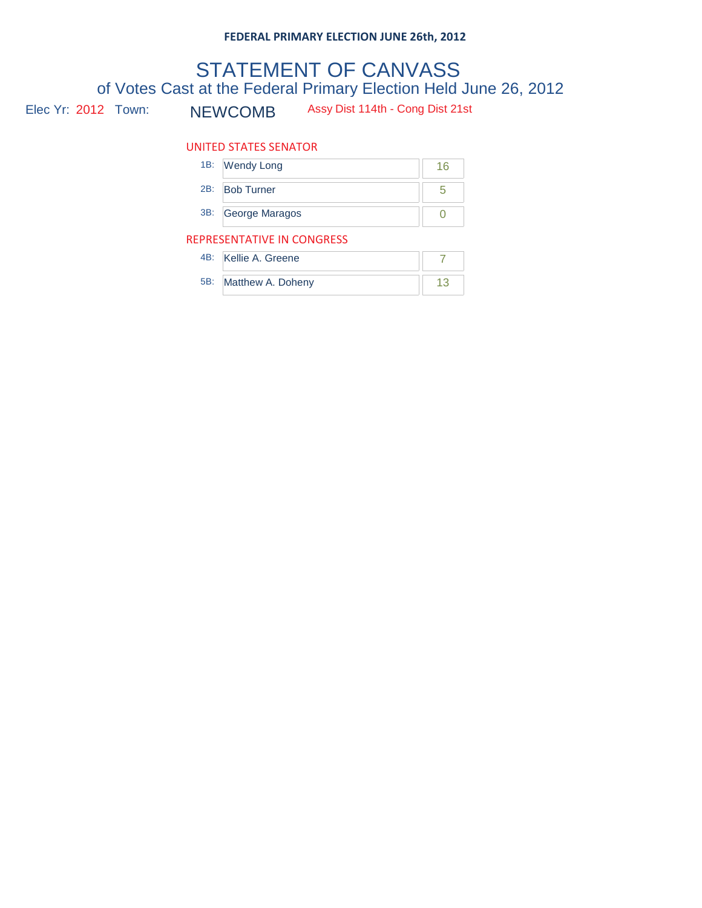**FEDERAL PRIMARY ELECTION JUNE 26th, 2012**

# STATEMENT OF CANVASS

## of Votes Cast at the Federal Primary Election Held June 26, 2012

Elec Yr: 2012 Town: NEWCOMB Assy Dist 114th - Cong Dist 21st

### UNITED STATES SENATOR

| | Candidate | Votes |
|---|---|---|
| 1B: | Wendy Long | 16 |
| 2B: | Bob Turner | 5 |
| 3B: | George Maragos | 0 |

### REPRESENTATIVE IN CONGRESS

| | Candidate | Votes |
|---|---|---|
| 4B: | Kellie A. Greene | 7 |
| 5B: | Matthew A. Doheny | 13 |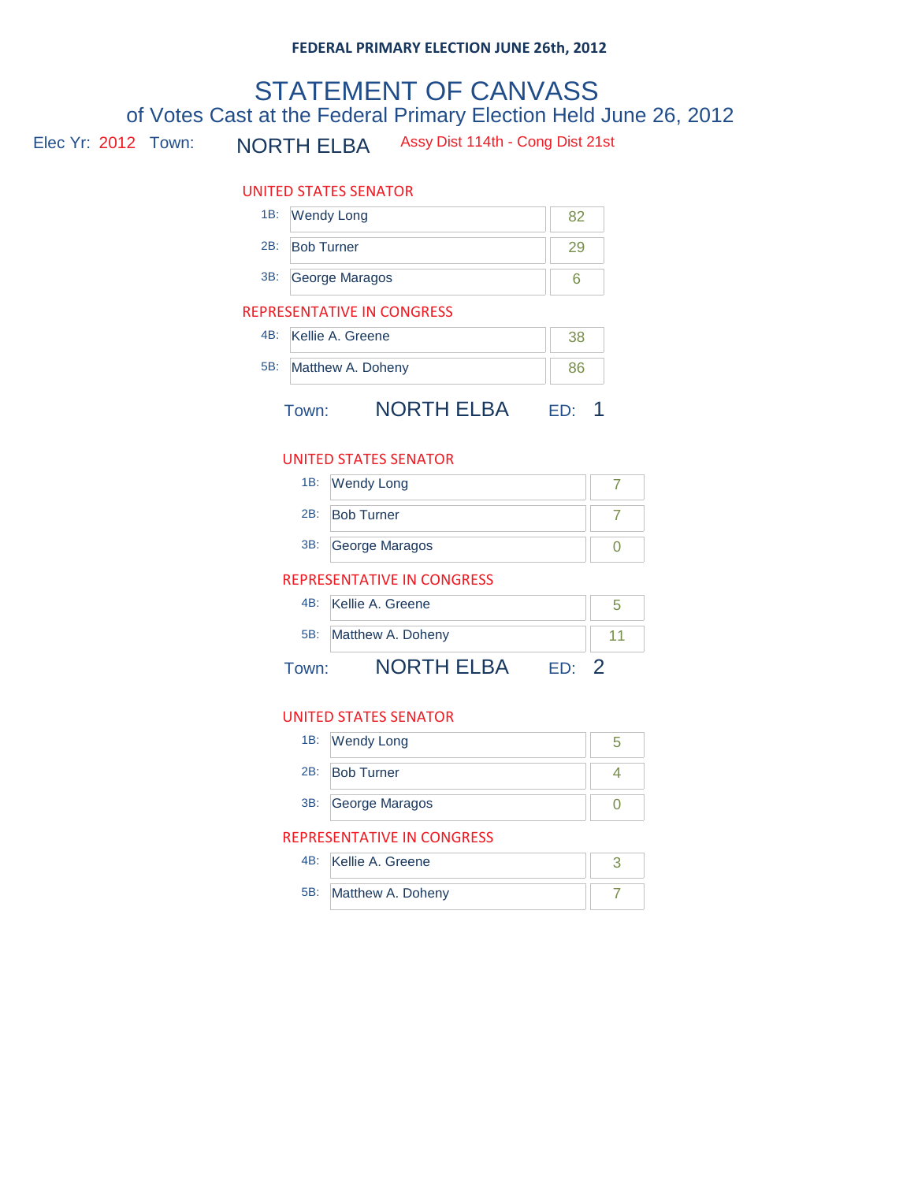**FEDERAL PRIMARY ELECTION JUNE 26th, 2012**

# STATEMENT OF CANVASS

## of Votes Cast at the Federal Primary Election Held June 26, 2012

Elec Yr: 2012 Town: NORTH ELBA Assy Dist 114th - Cong Dist 21st

### UNITED STATES SENATOR

| | Candidate | Votes |
|---|---|---|
| 1B: | Wendy Long | 82 |
| 2B: | Bob Turner | 29 |
| 3B: | George Maragos | 6 |

### REPRESENTATIVE IN CONGRESS

| | Candidate | Votes |
|---|---|---|
| 4B: | Kellie A. Greene | 38 |
| 5B: | Matthew A. Doheny | 86 |

Town: NORTH ELBA ED: 1

### UNITED STATES SENATOR

| | Candidate | Votes |
|---|---|---|
| 1B: | Wendy Long | 7 |
| 2B: | Bob Turner | 7 |
| 3B: | George Maragos | 0 |

### REPRESENTATIVE IN CONGRESS

| | Candidate | Votes |
|---|---|---|
| 4B: | Kellie A. Greene | 5 |
| 5B: | Matthew A. Doheny | 11 |

Town: NORTH ELBA ED: 2

### UNITED STATES SENATOR

| | Candidate | Votes |
|---|---|---|
| 1B: | Wendy Long | 5 |
| 2B: | Bob Turner | 4 |
| 3B: | George Maragos | 0 |

### REPRESENTATIVE IN CONGRESS

| | Candidate | Votes |
|---|---|---|
| 4B: | Kellie A. Greene | 3 |
| 5B: | Matthew A. Doheny | 7 |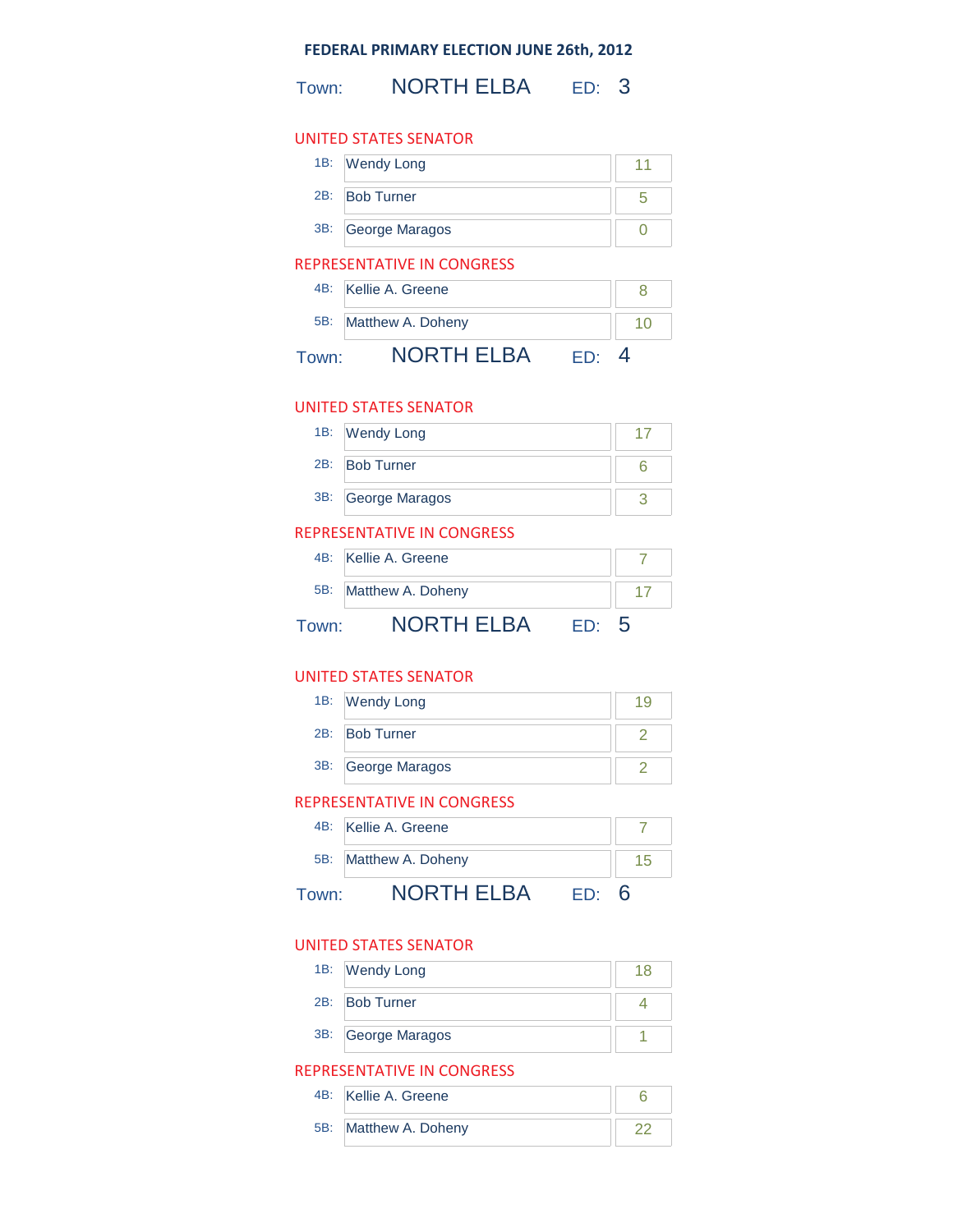**FEDERAL PRIMARY ELECTION JUNE 26th, 2012**

Town: NORTH ELBA ED: 3

UNITED STATES SENATOR

| | | |
|---|---|---|
| 1B: | Wendy Long | 11 |
| 2B: | Bob Turner | 5 |
| 3B: | George Maragos | 0 |

REPRESENTATIVE IN CONGRESS

| | | |
|---|---|---|
| 4B: | Kellie A. Greene | 8 |
| 5B: | Matthew A. Doheny | 10 |

Town: NORTH ELBA ED: 4

UNITED STATES SENATOR

| | | |
|---|---|---|
| 1B: | Wendy Long | 17 |
| 2B: | Bob Turner | 6 |
| 3B: | George Maragos | 3 |

REPRESENTATIVE IN CONGRESS

| | | |
|---|---|---|
| 4B: | Kellie A. Greene | 7 |
| 5B: | Matthew A. Doheny | 17 |

Town: NORTH ELBA ED: 5

UNITED STATES SENATOR

| | | |
|---|---|---|
| 1B: | Wendy Long | 19 |
| 2B: | Bob Turner | 2 |
| 3B: | George Maragos | 2 |

REPRESENTATIVE IN CONGRESS

| | | |
|---|---|---|
| 4B: | Kellie A. Greene | 7 |
| 5B: | Matthew A. Doheny | 15 |

Town: NORTH ELBA ED: 6

UNITED STATES SENATOR

| | | |
|---|---|---|
| 1B: | Wendy Long | 18 |
| 2B: | Bob Turner | 4 |
| 3B: | George Maragos | 1 |

REPRESENTATIVE IN CONGRESS

| | | |
|---|---|---|
| 4B: | Kellie A. Greene | 6 |
| 5B: | Matthew A. Doheny | 22 |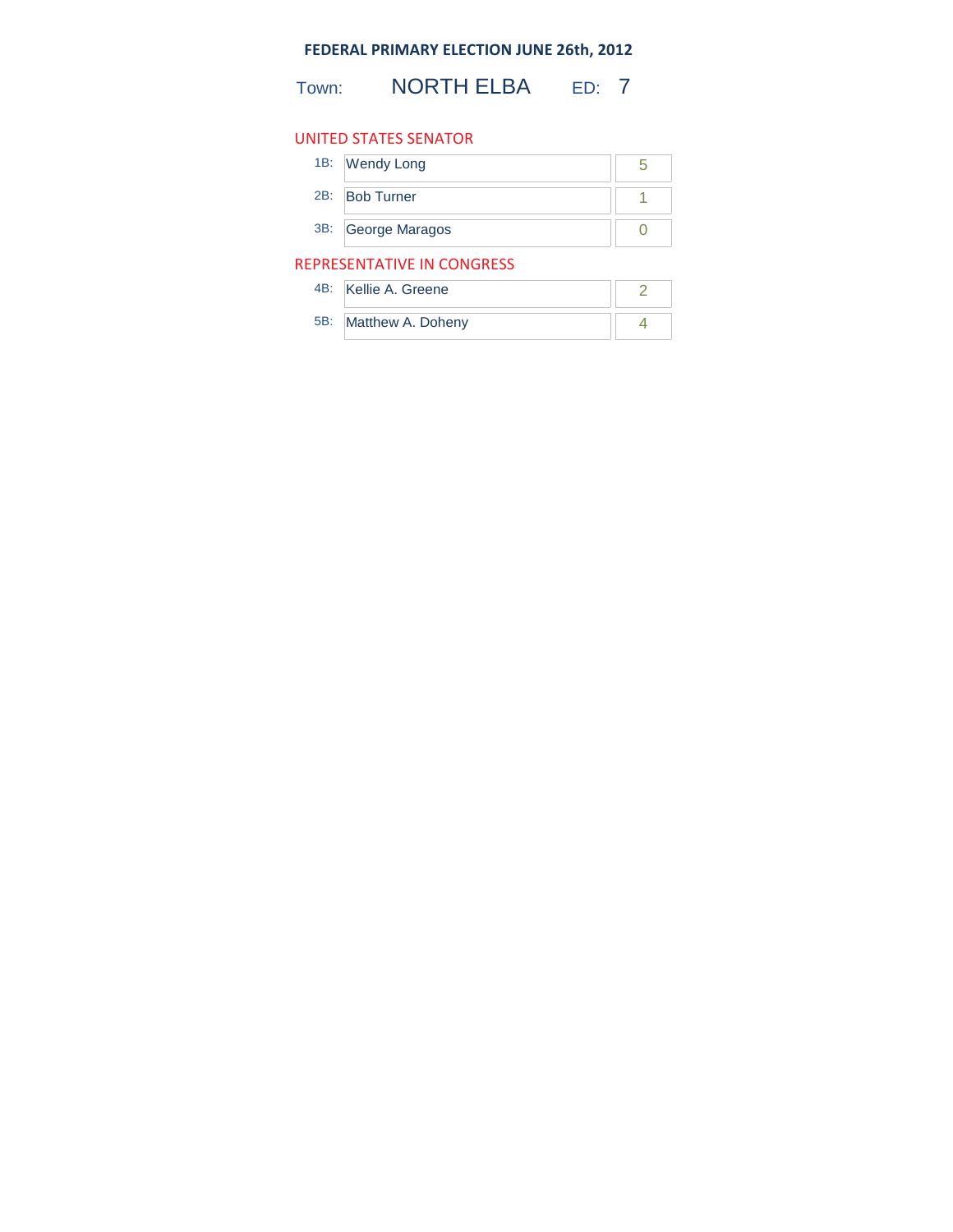**FEDERAL PRIMARY ELECTION JUNE 26th, 2012**

Town: NORTH ELBA ED: 7

## UNITED STATES SENATOR

| | | |
|---|---|---|
| 1B: | Wendy Long | 5 |
| 2B: | Bob Turner | 1 |
| 3B: | George Maragos | 0 |

## REPRESENTATIVE IN CONGRESS

| | | |
|---|---|---|
| 4B: | Kellie A. Greene | 2 |
| 5B: | Matthew A. Doheny | 4 |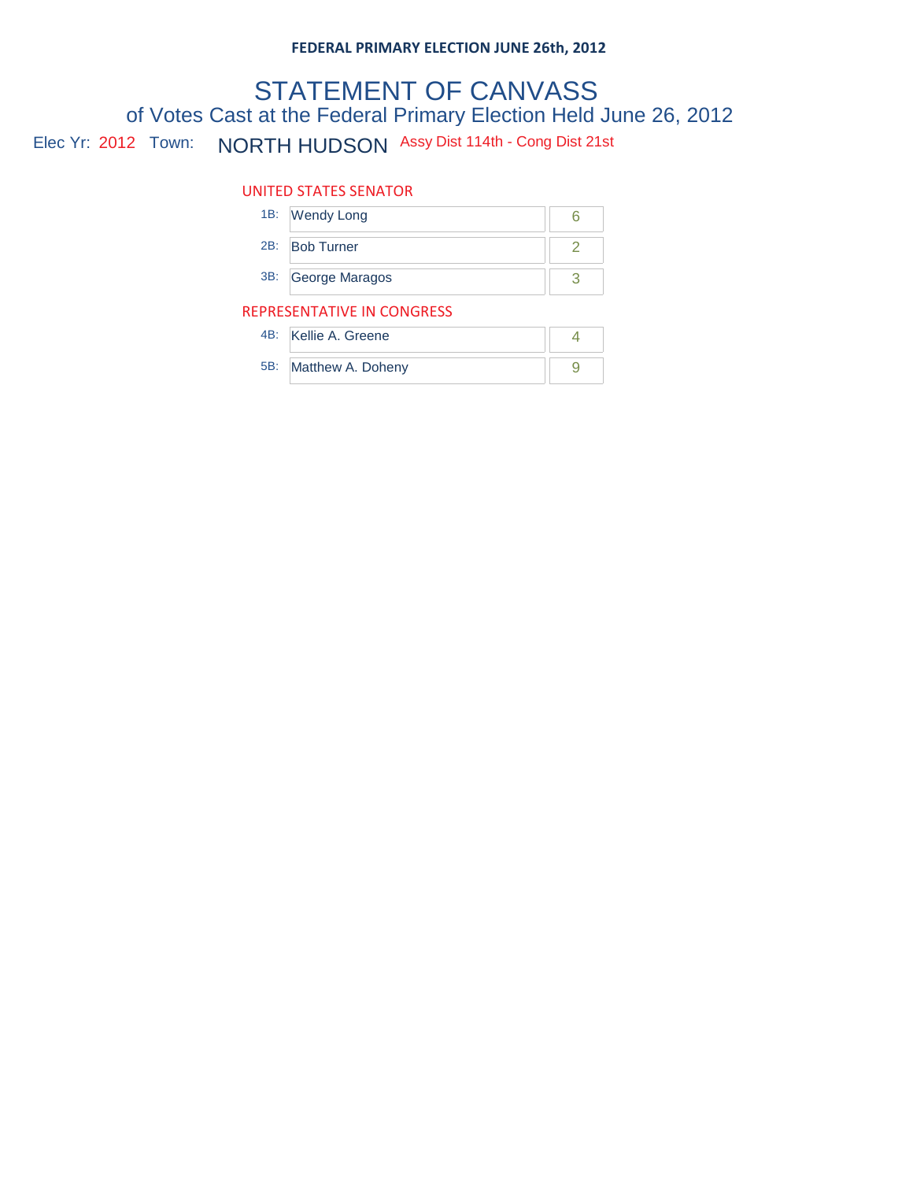**FEDERAL PRIMARY ELECTION JUNE 26th, 2012**

# STATEMENT OF CANVASS

## of Votes Cast at the Federal Primary Election Held June 26, 2012

Elec Yr: 2012 Town: NORTH HUDSON Assy Dist 114th - Cong Dist 21st

### UNITED STATES SENATOR

| | Candidate | Votes |
|---|---|---|
| 1B: | Wendy Long | 6 |
| 2B: | Bob Turner | 2 |
| 3B: | George Maragos | 3 |

### REPRESENTATIVE IN CONGRESS

| | Candidate | Votes |
|---|---|---|
| 4B: | Kellie A. Greene | 4 |
| 5B: | Matthew A. Doheny | 9 |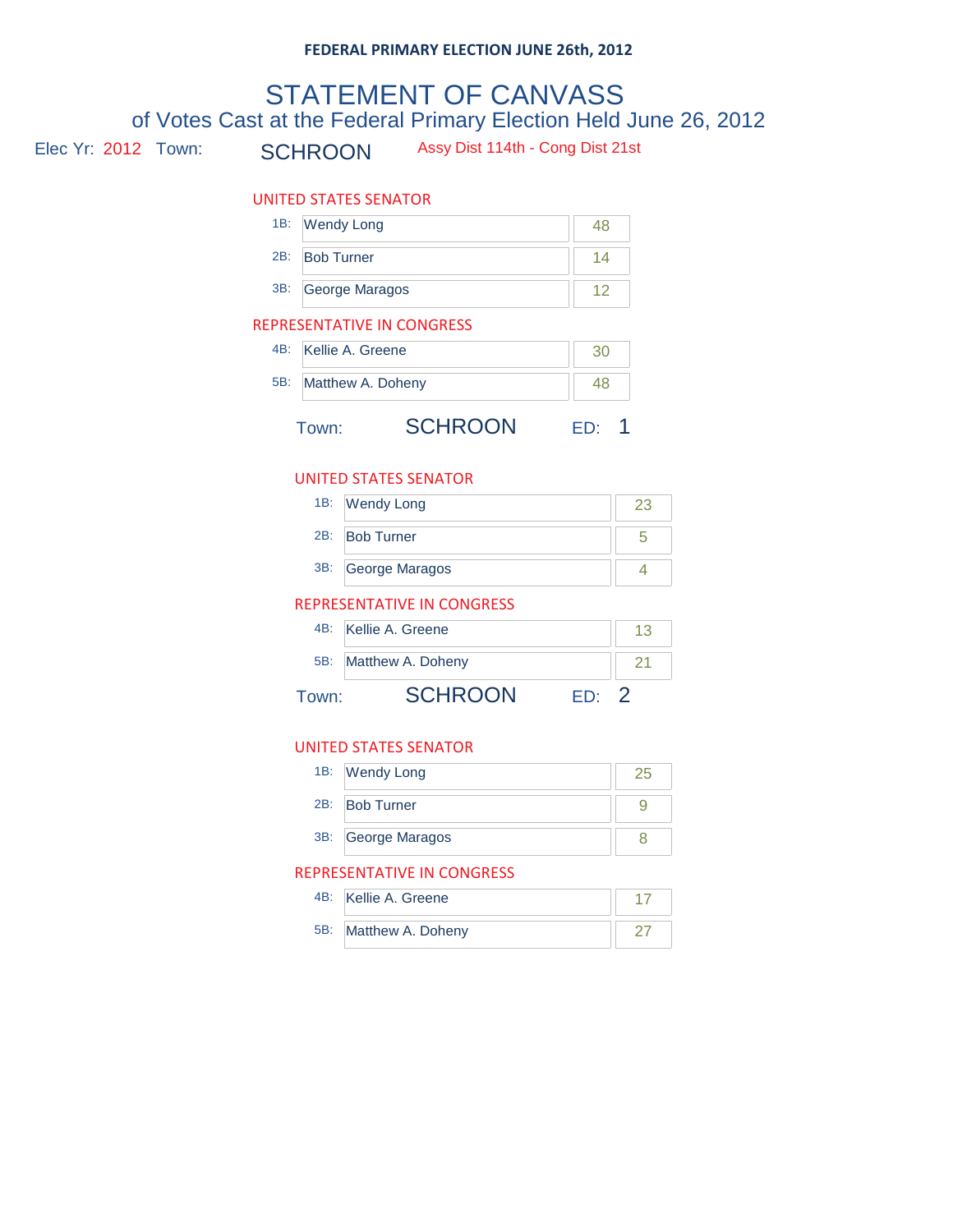**FEDERAL PRIMARY ELECTION JUNE 26th, 2012**

# STATEMENT OF CANVASS

## of Votes Cast at the Federal Primary Election Held June 26, 2012

Elec Yr: 2012 Town: SCHROON Assy Dist 114th - Cong Dist 21st

### UNITED STATES SENATOR

| | | |
|---|---|---|
| 1B: | Wendy Long | 48 |
| 2B: | Bob Turner | 14 |
| 3B: | George Maragos | 12 |

### REPRESENTATIVE IN CONGRESS

| | | |
|---|---|---|
| 4B: | Kellie A. Greene | 30 |
| 5B: | Matthew A. Doheny | 48 |

Town: SCHROON ED: 1

### UNITED STATES SENATOR

| | | |
|---|---|---|
| 1B: | Wendy Long | 23 |
| 2B: | Bob Turner | 5 |
| 3B: | George Maragos | 4 |

### REPRESENTATIVE IN CONGRESS

| | | |
|---|---|---|
| 4B: | Kellie A. Greene | 13 |
| 5B: | Matthew A. Doheny | 21 |

Town: SCHROON ED: 2

### UNITED STATES SENATOR

| | | |
|---|---|---|
| 1B: | Wendy Long | 25 |
| 2B: | Bob Turner | 9 |
| 3B: | George Maragos | 8 |

### REPRESENTATIVE IN CONGRESS

| | | |
|---|---|---|
| 4B: | Kellie A. Greene | 17 |
| 5B: | Matthew A. Doheny | 27 |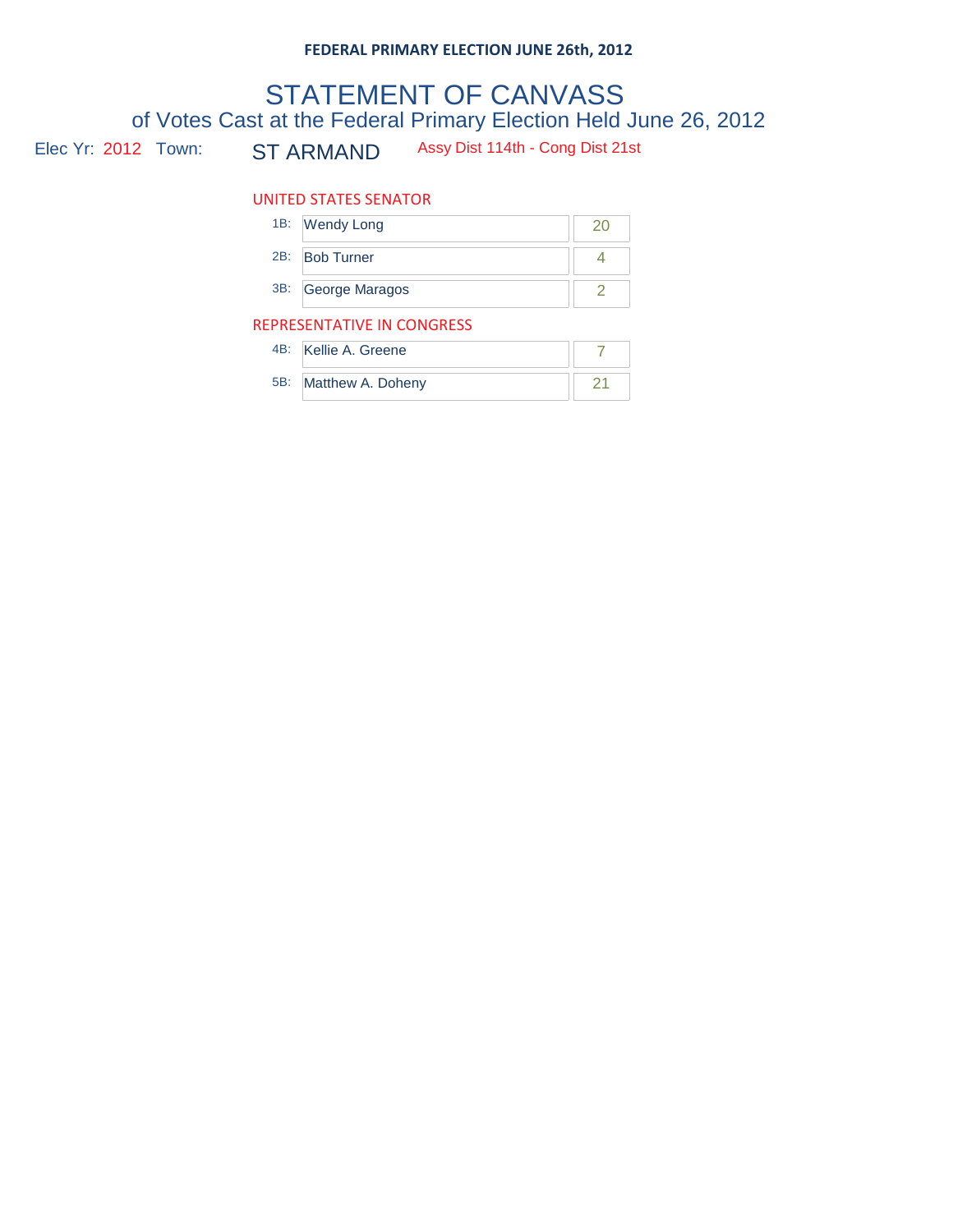**FEDERAL PRIMARY ELECTION JUNE 26th, 2012**

# STATEMENT OF CANVASS

## of Votes Cast at the Federal Primary Election Held June 26, 2012

Elec Yr: 2012 Town: ST ARMAND Assy Dist 114th - Cong Dist 21st

### UNITED STATES SENATOR

| | Candidate | Votes |
|---|---|---|
| 1B: | Wendy Long | 20 |
| 2B: | Bob Turner | 4 |
| 3B: | George Maragos | 2 |

### REPRESENTATIVE IN CONGRESS

| | Candidate | Votes |
|---|---|---|
| 4B: | Kellie A. Greene | 7 |
| 5B: | Matthew A. Doheny | 21 |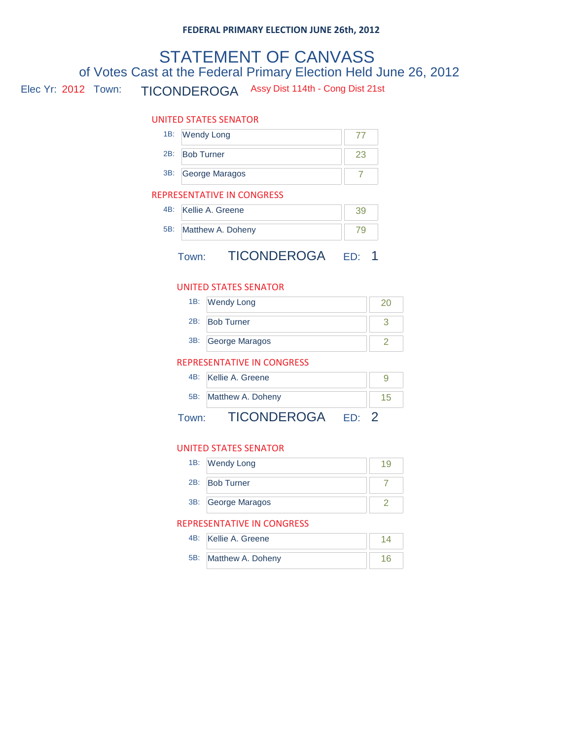**FEDERAL PRIMARY ELECTION JUNE 26th, 2012**

# STATEMENT OF CANVASS

## of Votes Cast at the Federal Primary Election Held June 26, 2012

Elec Yr: 2012 Town: TICONDEROGA Assy Dist 114th - Cong Dist 21st

### UNITED STATES SENATOR

| | Candidate | Votes |
|---|---|---|
| 1B: | Wendy Long | 77 |
| 2B: | Bob Turner | 23 |
| 3B: | George Maragos | 7 |

### REPRESENTATIVE IN CONGRESS

| | Candidate | Votes |
|---|---|---|
| 4B: | Kellie A. Greene | 39 |
| 5B: | Matthew A. Doheny | 79 |

## Town: TICONDEROGA ED: 1

### UNITED STATES SENATOR

| | Candidate | Votes |
|---|---|---|
| 1B: | Wendy Long | 20 |
| 2B: | Bob Turner | 3 |
| 3B: | George Maragos | 2 |

### REPRESENTATIVE IN CONGRESS

| | Candidate | Votes |
|---|---|---|
| 4B: | Kellie A. Greene | 9 |
| 5B: | Matthew A. Doheny | 15 |

## Town: TICONDEROGA ED: 2

### UNITED STATES SENATOR

| | Candidate | Votes |
|---|---|---|
| 1B: | Wendy Long | 19 |
| 2B: | Bob Turner | 7 |
| 3B: | George Maragos | 2 |

### REPRESENTATIVE IN CONGRESS

| | Candidate | Votes |
|---|---|---|
| 4B: | Kellie A. Greene | 14 |
| 5B: | Matthew A. Doheny | 16 |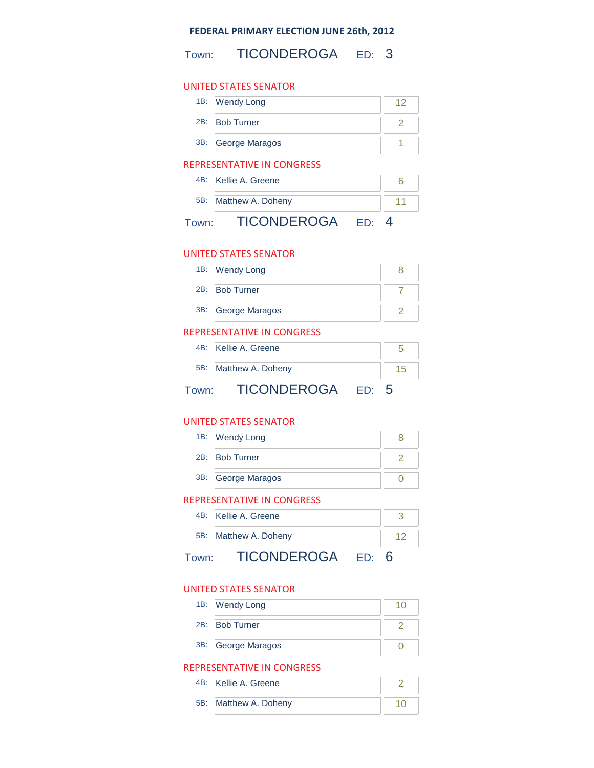**FEDERAL PRIMARY ELECTION JUNE 26th, 2012**

## Town: TICONDEROGA ED: 3

**UNITED STATES SENATOR**

| | | |
|---|---|---|
| 1B: | Wendy Long | 12 |
| 2B: | Bob Turner | 2 |
| 3B: | George Maragos | 1 |

**REPRESENTATIVE IN CONGRESS**

| | | |
|---|---|---|
| 4B: | Kellie A. Greene | 6 |
| 5B: | Matthew A. Doheny | 11 |

## Town: TICONDEROGA ED: 4

**UNITED STATES SENATOR**

| | | |
|---|---|---|
| 1B: | Wendy Long | 8 |
| 2B: | Bob Turner | 7 |
| 3B: | George Maragos | 2 |

**REPRESENTATIVE IN CONGRESS**

| | | |
|---|---|---|
| 4B: | Kellie A. Greene | 5 |
| 5B: | Matthew A. Doheny | 15 |

## Town: TICONDEROGA ED: 5

**UNITED STATES SENATOR**

| | | |
|---|---|---|
| 1B: | Wendy Long | 8 |
| 2B: | Bob Turner | 2 |
| 3B: | George Maragos | 0 |

**REPRESENTATIVE IN CONGRESS**

| | | |
|---|---|---|
| 4B: | Kellie A. Greene | 3 |
| 5B: | Matthew A. Doheny | 12 |

## Town: TICONDEROGA ED: 6

**UNITED STATES SENATOR**

| | | |
|---|---|---|
| 1B: | Wendy Long | 10 |
| 2B: | Bob Turner | 2 |
| 3B: | George Maragos | 0 |

**REPRESENTATIVE IN CONGRESS**

| | | |
|---|---|---|
| 4B: | Kellie A. Greene | 2 |
| 5B: | Matthew A. Doheny | 10 |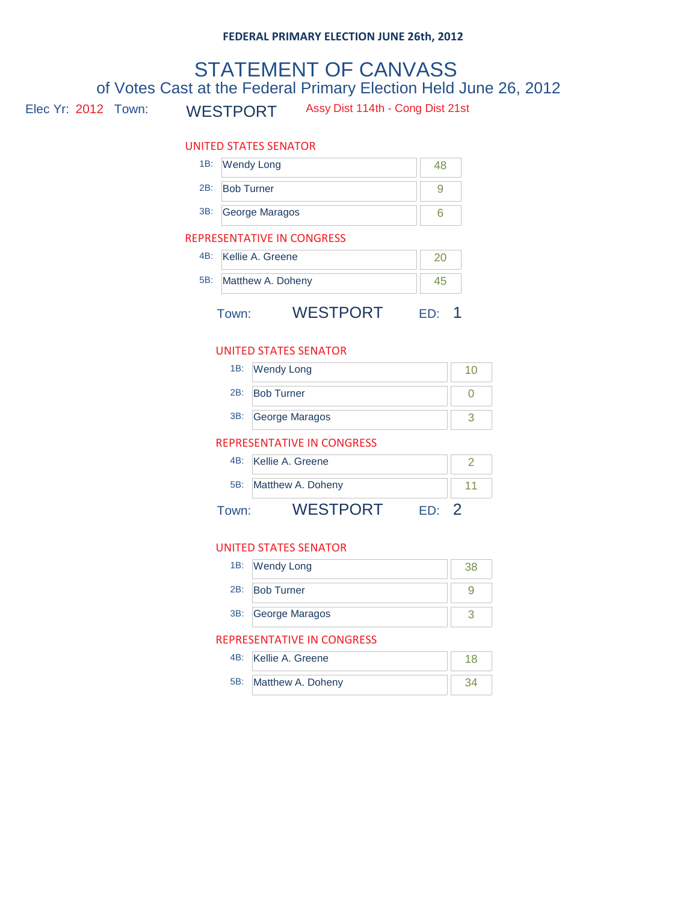**FEDERAL PRIMARY ELECTION JUNE 26th, 2012**

# STATEMENT OF CANVASS

## of Votes Cast at the Federal Primary Election Held June 26, 2012

Elec Yr: 2012 Town: WESTPORT Assy Dist 114th - Cong Dist 21st

### UNITED STATES SENATOR

| | Candidate | Votes |
|---|---|---|
| 1B: | Wendy Long | 48 |
| 2B: | Bob Turner | 9 |
| 3B: | George Maragos | 6 |

### REPRESENTATIVE IN CONGRESS

| | Candidate | Votes |
|---|---|---|
| 4B: | Kellie A. Greene | 20 |
| 5B: | Matthew A. Doheny | 45 |

Town: WESTPORT ED: 1

### UNITED STATES SENATOR

| | Candidate | Votes |
|---|---|---|
| 1B: | Wendy Long | 10 |
| 2B: | Bob Turner | 0 |
| 3B: | George Maragos | 3 |

### REPRESENTATIVE IN CONGRESS

| | Candidate | Votes |
|---|---|---|
| 4B: | Kellie A. Greene | 2 |
| 5B: | Matthew A. Doheny | 11 |

Town: WESTPORT ED: 2

### UNITED STATES SENATOR

| | Candidate | Votes |
|---|---|---|
| 1B: | Wendy Long | 38 |
| 2B: | Bob Turner | 9 |
| 3B: | George Maragos | 3 |

### REPRESENTATIVE IN CONGRESS

| | Candidate | Votes |
|---|---|---|
| 4B: | Kellie A. Greene | 18 |
| 5B: | Matthew A. Doheny | 34 |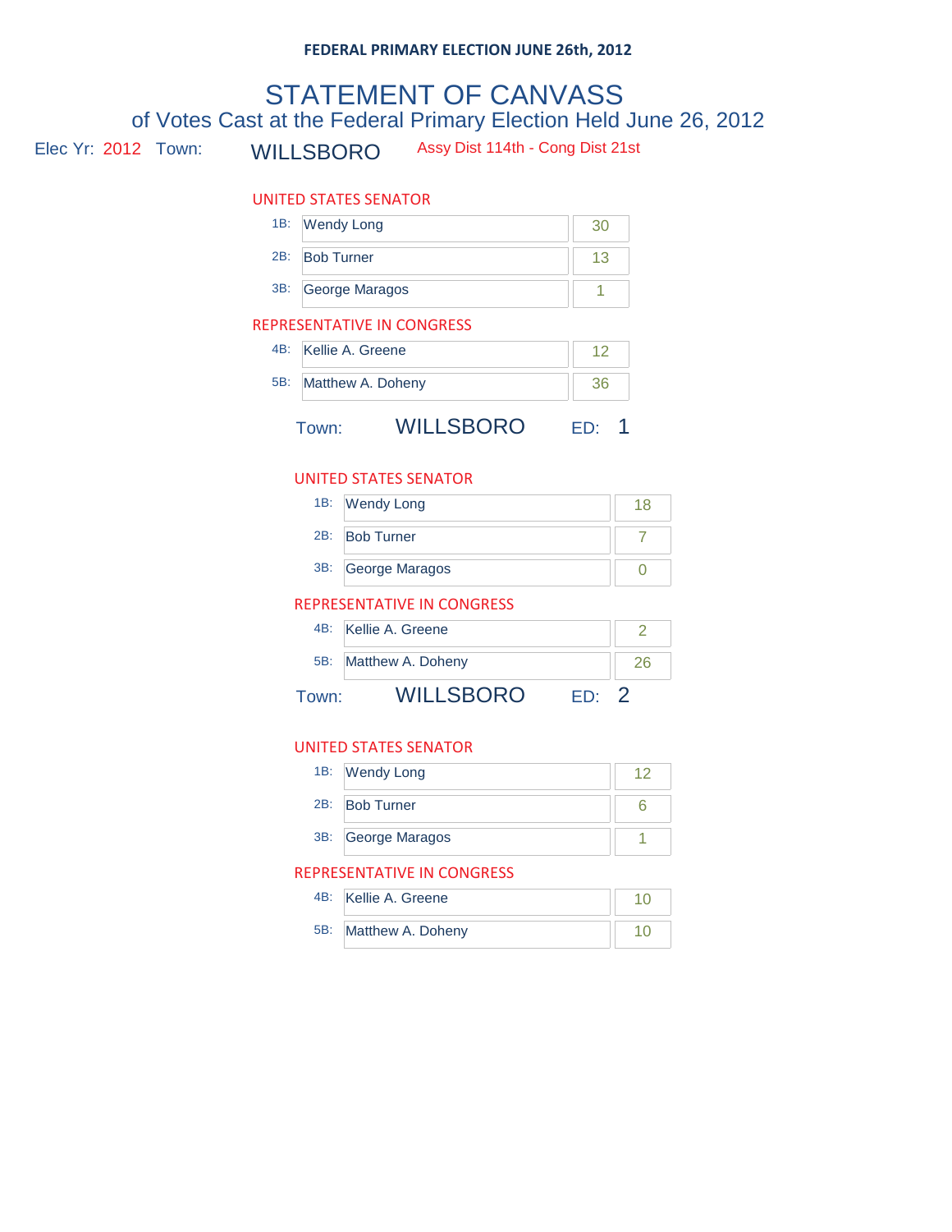**FEDERAL PRIMARY ELECTION JUNE 26th, 2012**

# STATEMENT OF CANVASS

## of Votes Cast at the Federal Primary Election Held June 26, 2012

Elec Yr: 2012 Town: WILLSBORO Assy Dist 114th - Cong Dist 21st

### UNITED STATES SENATOR

| | | |
|---|---|---|
| 1B: | Wendy Long | 30 |
| 2B: | Bob Turner | 13 |
| 3B: | George Maragos | 1 |

### REPRESENTATIVE IN CONGRESS

| | | |
|---|---|---|
| 4B: | Kellie A. Greene | 12 |
| 5B: | Matthew A. Doheny | 36 |

Town: WILLSBORO ED: 1

### UNITED STATES SENATOR

| | | |
|---|---|---|
| 1B: | Wendy Long | 18 |
| 2B: | Bob Turner | 7 |
| 3B: | George Maragos | 0 |

### REPRESENTATIVE IN CONGRESS

| | | |
|---|---|---|
| 4B: | Kellie A. Greene | 2 |
| 5B: | Matthew A. Doheny | 26 |

Town: WILLSBORO ED: 2

### UNITED STATES SENATOR

| | | |
|---|---|---|
| 1B: | Wendy Long | 12 |
| 2B: | Bob Turner | 6 |
| 3B: | George Maragos | 1 |

### REPRESENTATIVE IN CONGRESS

| | | |
|---|---|---|
| 4B: | Kellie A. Greene | 10 |
| 5B: | Matthew A. Doheny | 10 |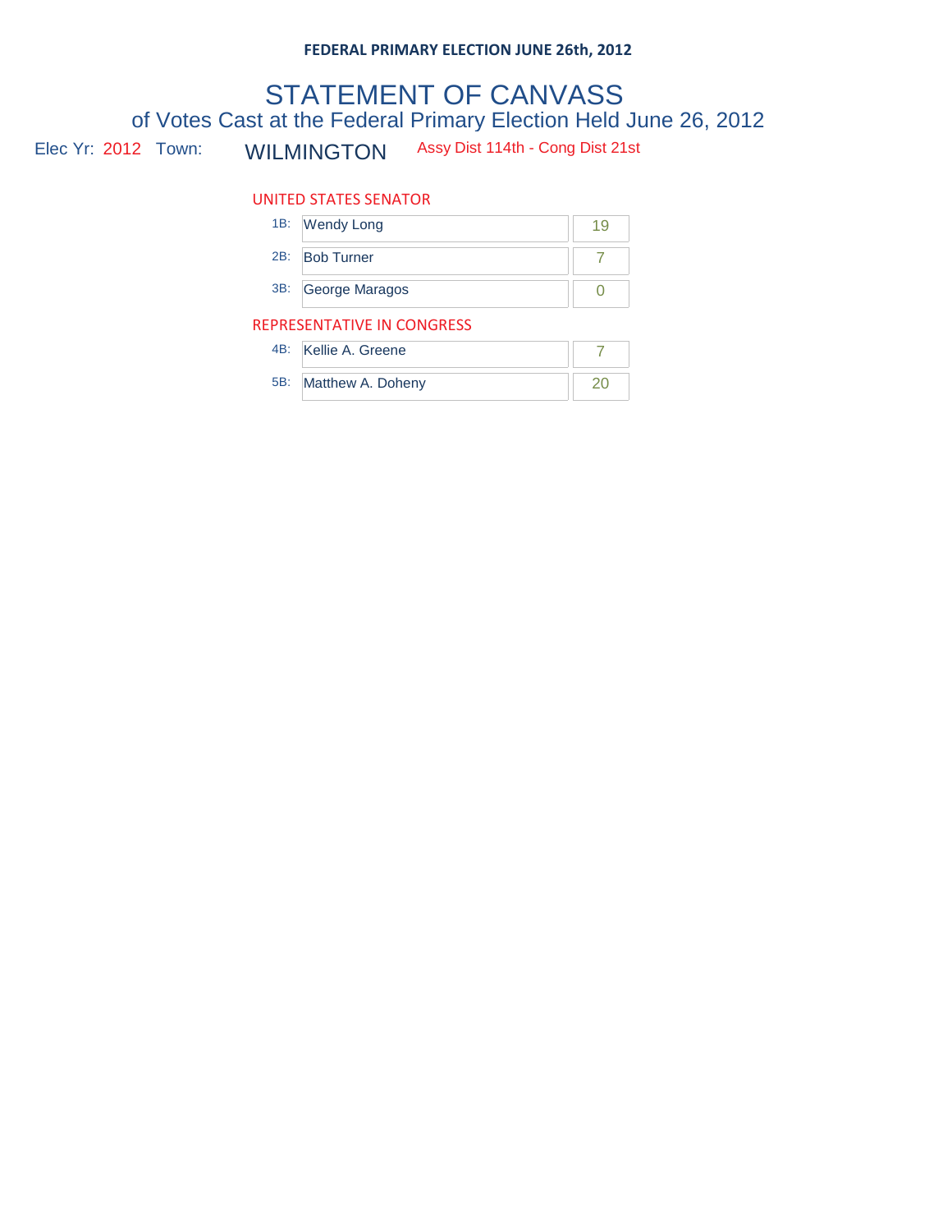**FEDERAL PRIMARY ELECTION JUNE 26th, 2012**

# STATEMENT OF CANVASS

## of Votes Cast at the Federal Primary Election Held June 26, 2012

Elec Yr: 2012 Town: WILMINGTON Assy Dist 114th - Cong Dist 21st

### UNITED STATES SENATOR

| | | |
|---|---|---|
| 1B: | Wendy Long | 19 |
| 2B: | Bob Turner | 7 |
| 3B: | George Maragos | 0 |

### REPRESENTATIVE IN CONGRESS

| | | |
|---|---|---|
| 4B: | Kellie A. Greene | 7 |
| 5B: | Matthew A. Doheny | 20 |